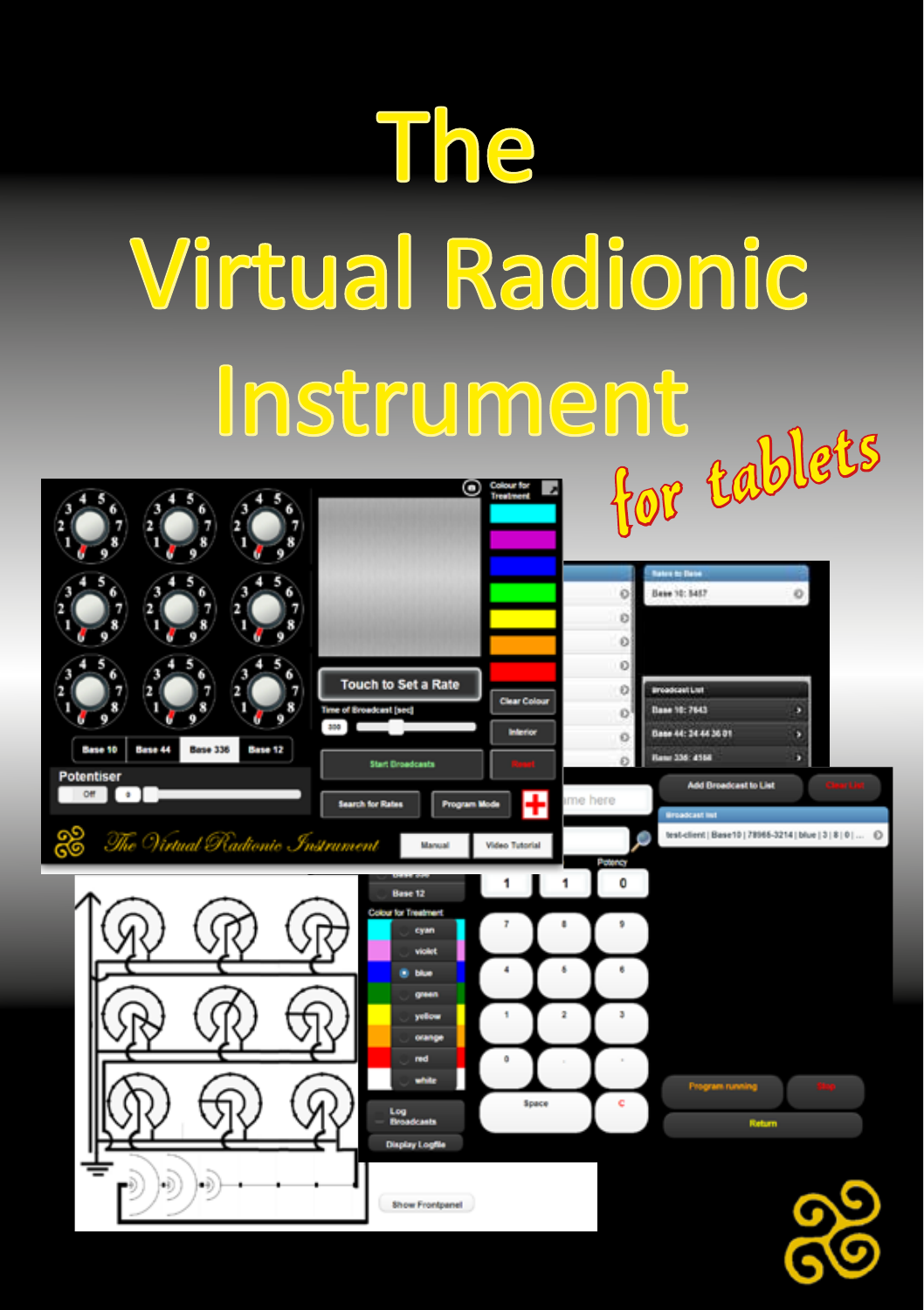# The Virtual Radionic Instrument

*for tablets*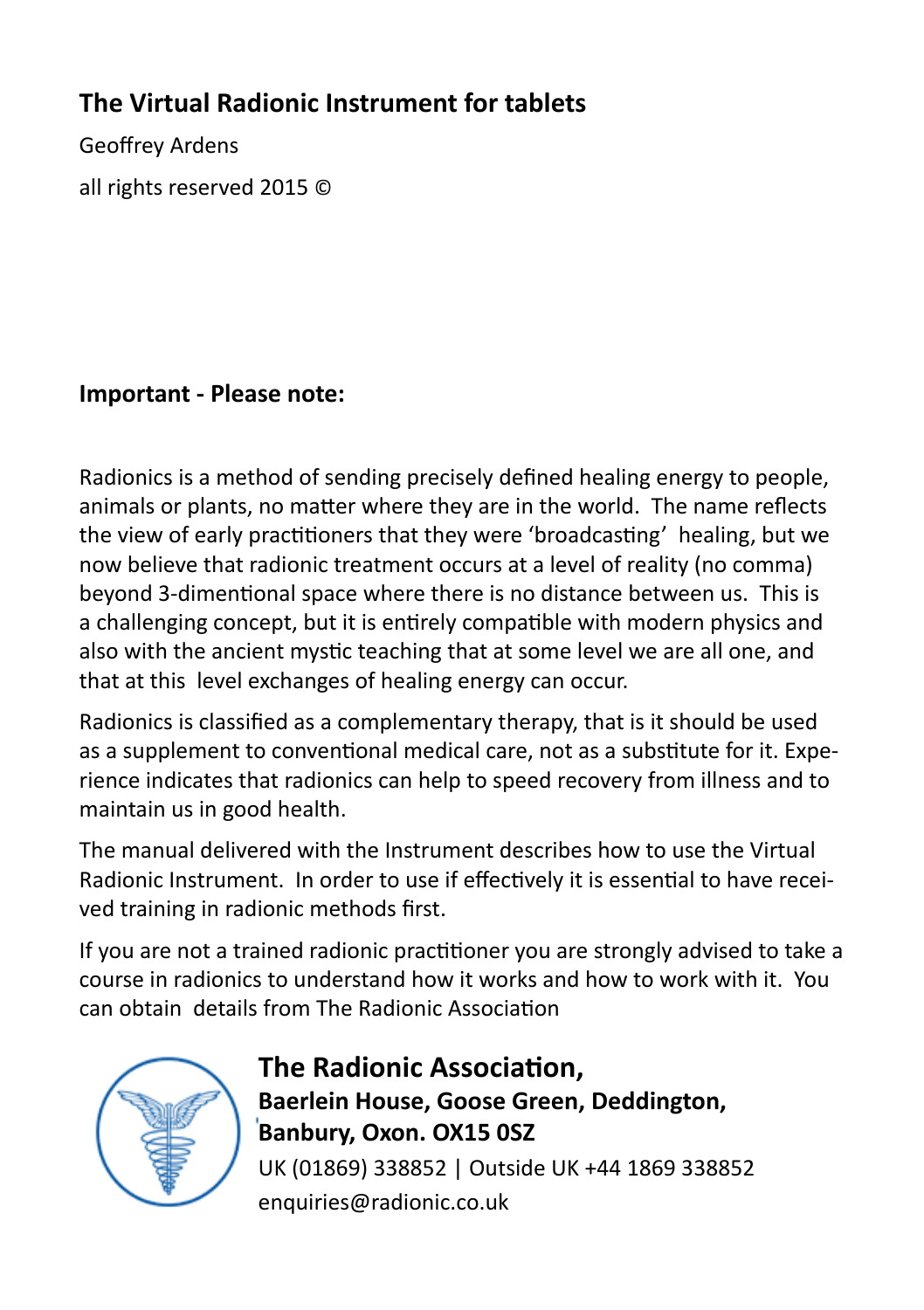## The Virtual Radionic Instrument for tablets

Geoffrey Ardens

all rights reserved 2015 ©

**Important - Please note:**

Radionics is a method of sending precisely defined healing energy to people, animals or plants, no matter where they are in the world. The name reflects the view of early practitioners that they were 'broadcasting' healing, but we now believe that radionic treatment occurs at a level of reality (no comma) beyond 3-dimentional space where there is no distance between us. This is a challenging concept, but it is entirely compatible with modern physics and also with the ancient mystic teaching that at some level we are all one, and that at this level exchanges of healing energy can occur.

Radionics is classified as a complementary therapy, that is it should be used as a supplement to conventional medical care, not as a substitute for it. Experience indicates that radionics can help to speed recovery from illness and to maintain us in good health.

The manual delivered with the Instrument describes how to use the Virtual Radionic Instrument. In order to use if effectively it is essential to have received training in radionic methods first.

If you are not a trained radionic practitioner you are strongly advised to take a course in radionics to understand how it works and how to work with it. You can obtain details from The Radionic Association

**The Radionic Association,**
**Baerlein House, Goose Green, Deddington,**
**Banbury, Oxon. OX15 0SZ**
UK (01869) 338852 | Outside UK +44 1869 338852
enquiries@radionic.co.uk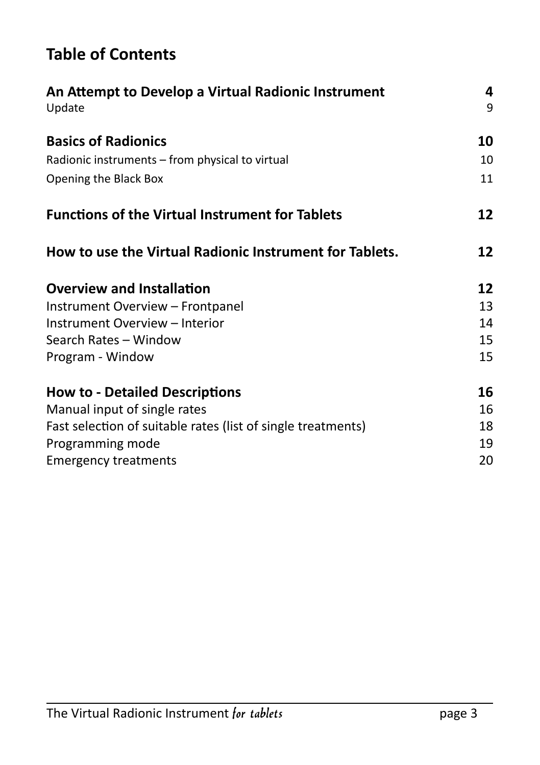# Table of Contents

| | |
|---|---|
| **An Attempt to Develop a Virtual Radionic Instrument** | **4** |
| Update | 9 |
| **Basics of Radionics** | **10** |
| Radionic instruments – from physical to virtual | 10 |
| Opening the Black Box | 11 |
| **Functions of the Virtual Instrument for Tablets** | **12** |
| **How to use the Virtual Radionic Instrument for Tablets.** | **12** |
| **Overview and Installation** | **12** |
| Instrument Overview – Frontpanel | 13 |
| Instrument Overview – Interior | 14 |
| Search Rates – Window | 15 |
| Program - Window | 15 |
| **How to - Detailed Descriptions** | **16** |
| Manual input of single rates | 16 |
| Fast selection of suitable rates (list of single treatments) | 18 |
| Programming mode | 19 |
| Emergency treatments | 20 |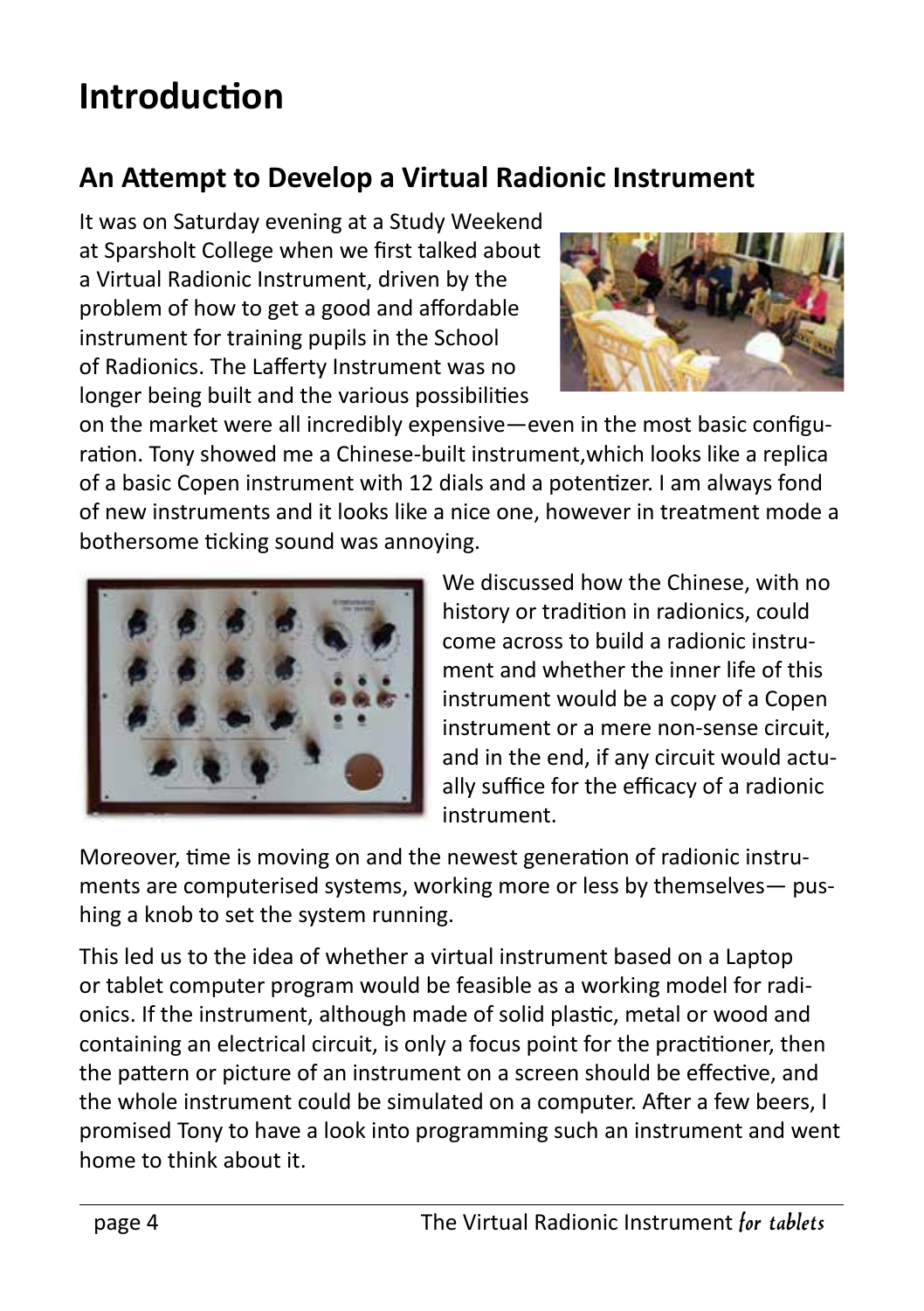# Introduction

## An Attempt to Develop a Virtual Radionic Instrument

It was on Saturday evening at a Study Weekend at Sparsholt College when we first talked about a Virtual Radionic Instrument, driven by the problem of how to get a good and affordable instrument for training pupils in the School of Radionics. The Lafferty Instrument was no longer being built and the various possibilities on the market were all incredibly expensive—even in the most basic configuration. Tony showed me a Chinese-built instrument,which looks like a replica of a basic Copen instrument with 12 dials and a potentizer. I am always fond of new instruments and it looks like a nice one, however in treatment mode a bothersome ticking sound was annoying.

We discussed how the Chinese, with no history or tradition in radionics, could come across to build a radionic instrument and whether the inner life of this instrument would be a copy of a Copen instrument or a mere non-sense circuit, and in the end, if any circuit would actually suffice for the efficacy of a radionic instrument.

Moreover, time is moving on and the newest generation of radionic instruments are computerised systems, working more or less by themselves— pushing a knob to set the system running.

This led us to the idea of whether a virtual instrument based on a Laptop or tablet computer program would be feasible as a working model for radionics. If the instrument, although made of solid plastic, metal or wood and containing an electrical circuit, is only a focus point for the practitioner, then the pattern or picture of an instrument on a screen should be effective, and the whole instrument could be simulated on a computer. After a few beers, I promised Tony to have a look into programming such an instrument and went home to think about it.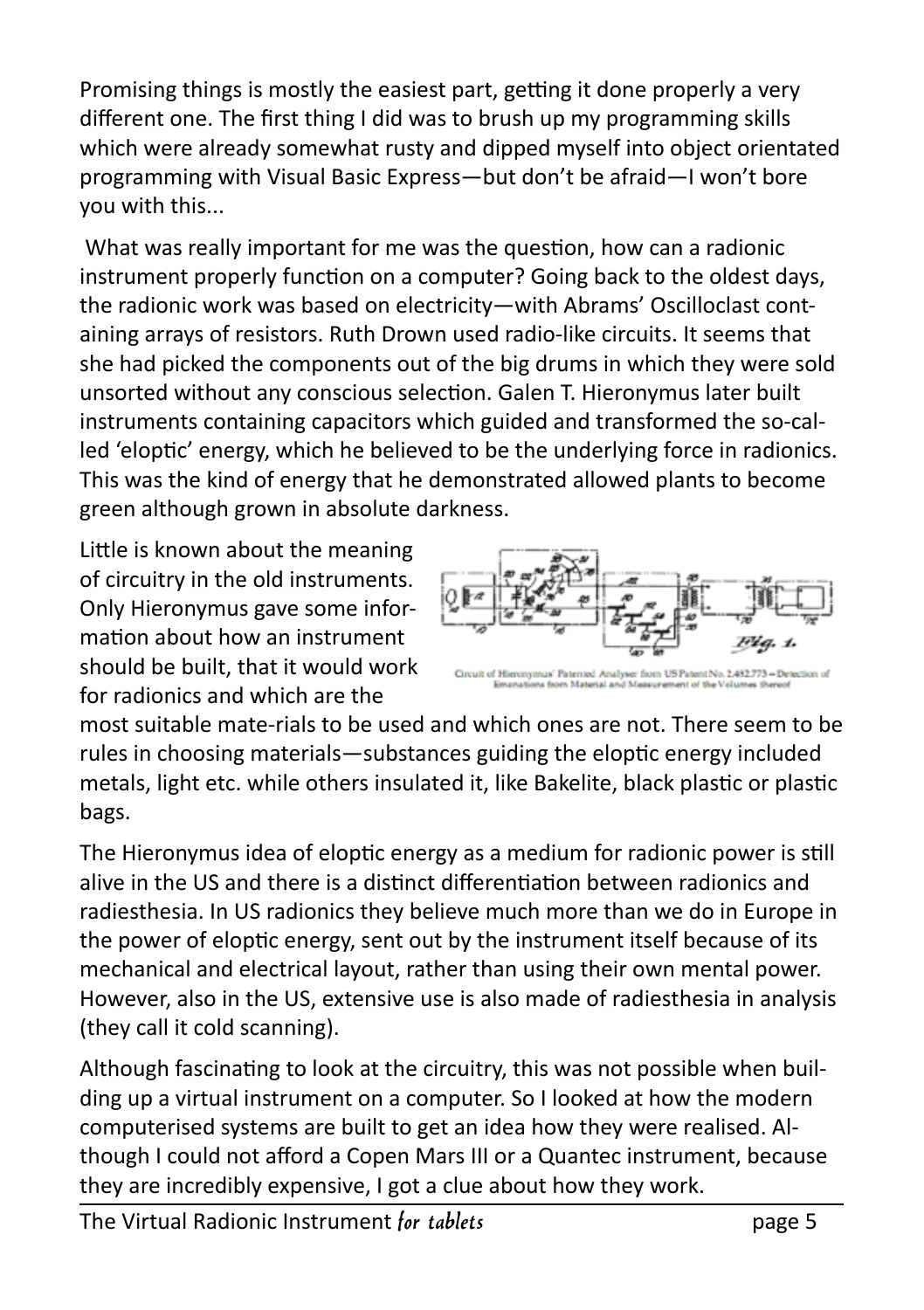Promising things is mostly the easiest part, getting it done properly a very different one. The first thing I did was to brush up my programming skills which were already somewhat rusty and dipped myself into object orientated programming with Visual Basic Express—but don't be afraid—I won't bore you with this...

What was really important for me was the question, how can a radionic instrument properly function on a computer? Going back to the oldest days, the radionic work was based on electricity—with Abrams' Oscilloclast containing arrays of resistors. Ruth Drown used radio-like circuits. It seems that she had picked the components out of the big drums in which they were sold unsorted without any conscious selection. Galen T. Hieronymus later built instruments containing capacitors which guided and transformed the so-called 'eloptic' energy, which he believed to be the underlying force in radionics. This was the kind of energy that he demonstrated allowed plants to become green although grown in absolute darkness.

Little is known about the meaning of circuitry in the old instruments. Only Hieronymus gave some information about how an instrument should be built, that it would work for radionics and which are the most suitable materials to be used and which ones are not. There seem to be rules in choosing materials—substances guiding the eloptic energy included metals, light etc. while others insulated it, like Bakelite, black plastic or plastic bags.

Circuit of Hieronymus' Patented Analyser from US Patent No. 2,482,773 – Detection of Emanations from Material and Measurement of the Volumes thereof

The Hieronymus idea of eloptic energy as a medium for radionic power is still alive in the US and there is a distinct differentiation between radionics and radiesthesia. In US radionics they believe much more than we do in Europe in the power of eloptic energy, sent out by the instrument itself because of its mechanical and electrical layout, rather than using their own mental power. However, also in the US, extensive use is also made of radiesthesia in analysis (they call it cold scanning).

Although fascinating to look at the circuitry, this was not possible when building up a virtual instrument on a computer. So I looked at how the modern computerised systems are built to get an idea how they were realised. Although I could not afford a Copen Mars III or a Quantec instrument, because they are incredibly expensive, I got a clue about how they work.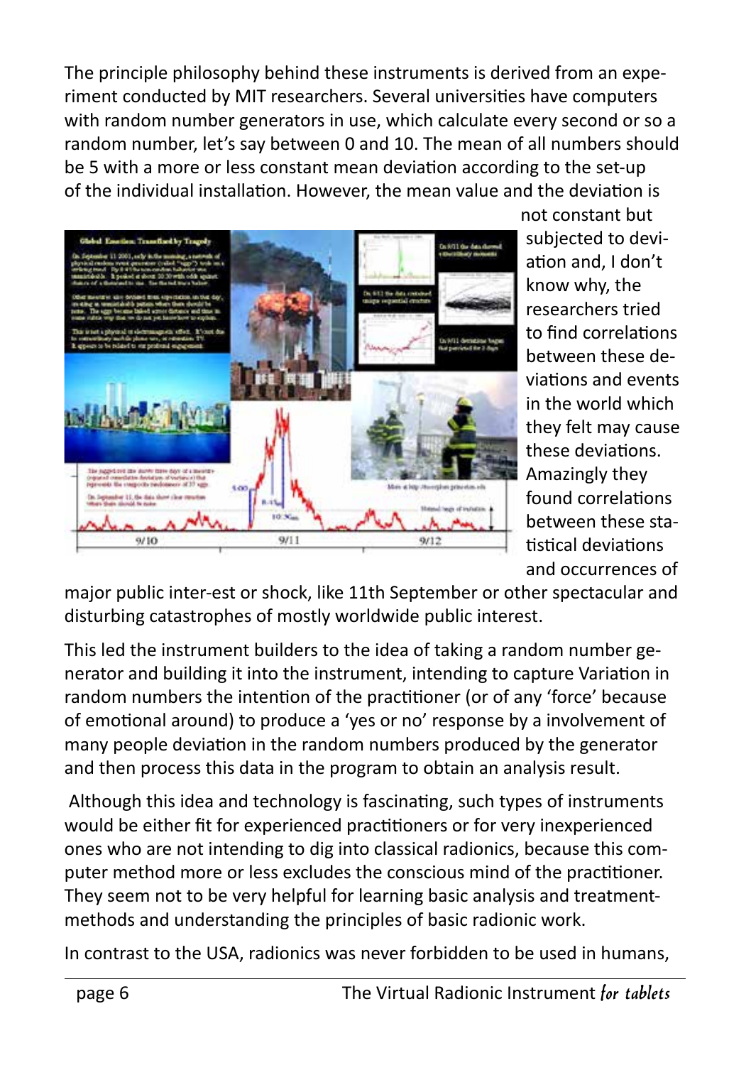The principle philosophy behind these instruments is derived from an experiment conducted by MIT researchers. Several universities have computers with random number generators in use, which calculate every second or so a random number, let's say between 0 and 10. The mean of all numbers should be 5 with a more or less constant mean deviation according to the set-up of the individual installation. However, the mean value and the deviation is not constant but subjected to deviation and, I don't know why, the researchers tried to find correlations between these deviations and events in the world which they felt may cause these deviations. Amazingly they found correlations between these statistical deviations and occurrences of major public inter-est or shock, like 11th September or other spectacular and disturbing catastrophes of mostly worldwide public interest.

This led the instrument builders to the idea of taking a random number generator and building it into the instrument, intending to capture Variation in random numbers the intention of the practitioner (or of any 'force' because of emotional around) to produce a 'yes or no' response by a involvement of many people deviation in the random numbers produced by the generator and then process this data in the program to obtain an analysis result.

Although this idea and technology is fascinating, such types of instruments would be either fit for experienced practitioners or for very inexperienced ones who are not intending to dig into classical radionics, because this computer method more or less excludes the conscious mind of the practitioner. They seem not to be very helpful for learning basic analysis and treatment-methods and understanding the principles of basic radionic work.

In contrast to the USA, radionics was never forbidden to be used in humans,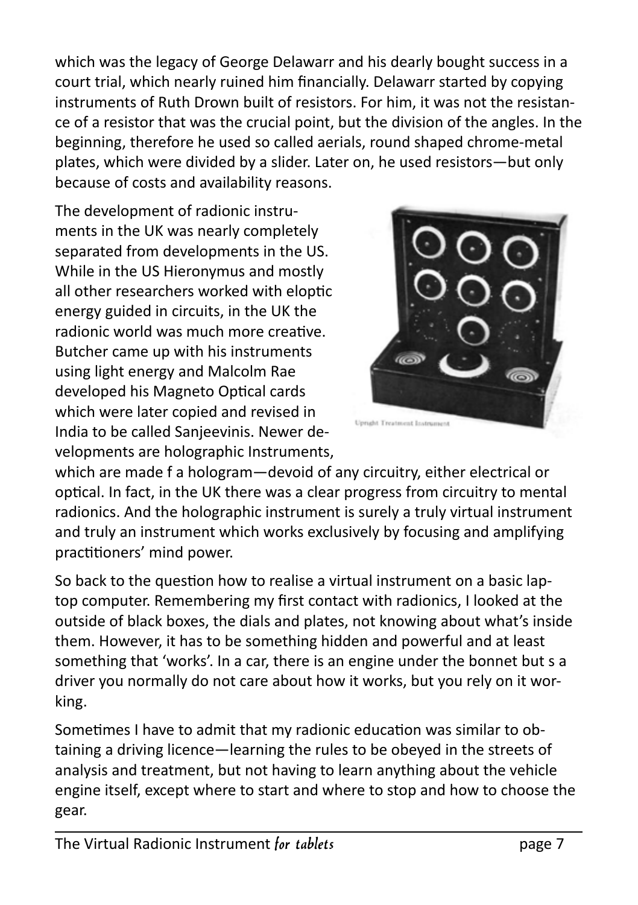which was the legacy of George Delawarr and his dearly bought success in a court trial, which nearly ruined him financially. Delawarr started by copying instruments of Ruth Drown built of resistors. For him, it was not the resistance of a resistor that was the crucial point, but the division of the angles. In the beginning, therefore he used so called aerials, round shaped chrome-metal plates, which were divided by a slider. Later on, he used resistors—but only because of costs and availability reasons.

The development of radionic instruments in the UK was nearly completely separated from developments in the US. While in the US Hieronymus and mostly all other researchers worked with eloptic energy guided in circuits, in the UK the radionic world was much more creative. Butcher came up with his instruments using light energy and Malcolm Rae developed his Magneto Optical cards which were later copied and revised in India to be called Sanjeevinis. Newer developments are holographic Instruments, which are made f a hologram—devoid of any circuitry, either electrical or optical. In fact, in the UK there was a clear progress from circuitry to mental radionics. And the holographic instrument is surely a truly virtual instrument and truly an instrument which works exclusively by focusing and amplifying practitioners' mind power.

Upright Treatment Instrument

So back to the question how to realise a virtual instrument on a basic laptop computer. Remembering my first contact with radionics, I looked at the outside of black boxes, the dials and plates, not knowing about what's inside them. However, it has to be something hidden and powerful and at least something that 'works'. In a car, there is an engine under the bonnet but s a driver you normally do not care about how it works, but you rely on it working.

Sometimes I have to admit that my radionic education was similar to obtaining a driving licence—learning the rules to be obeyed in the streets of analysis and treatment, but not having to learn anything about the vehicle engine itself, except where to start and where to stop and how to choose the gear.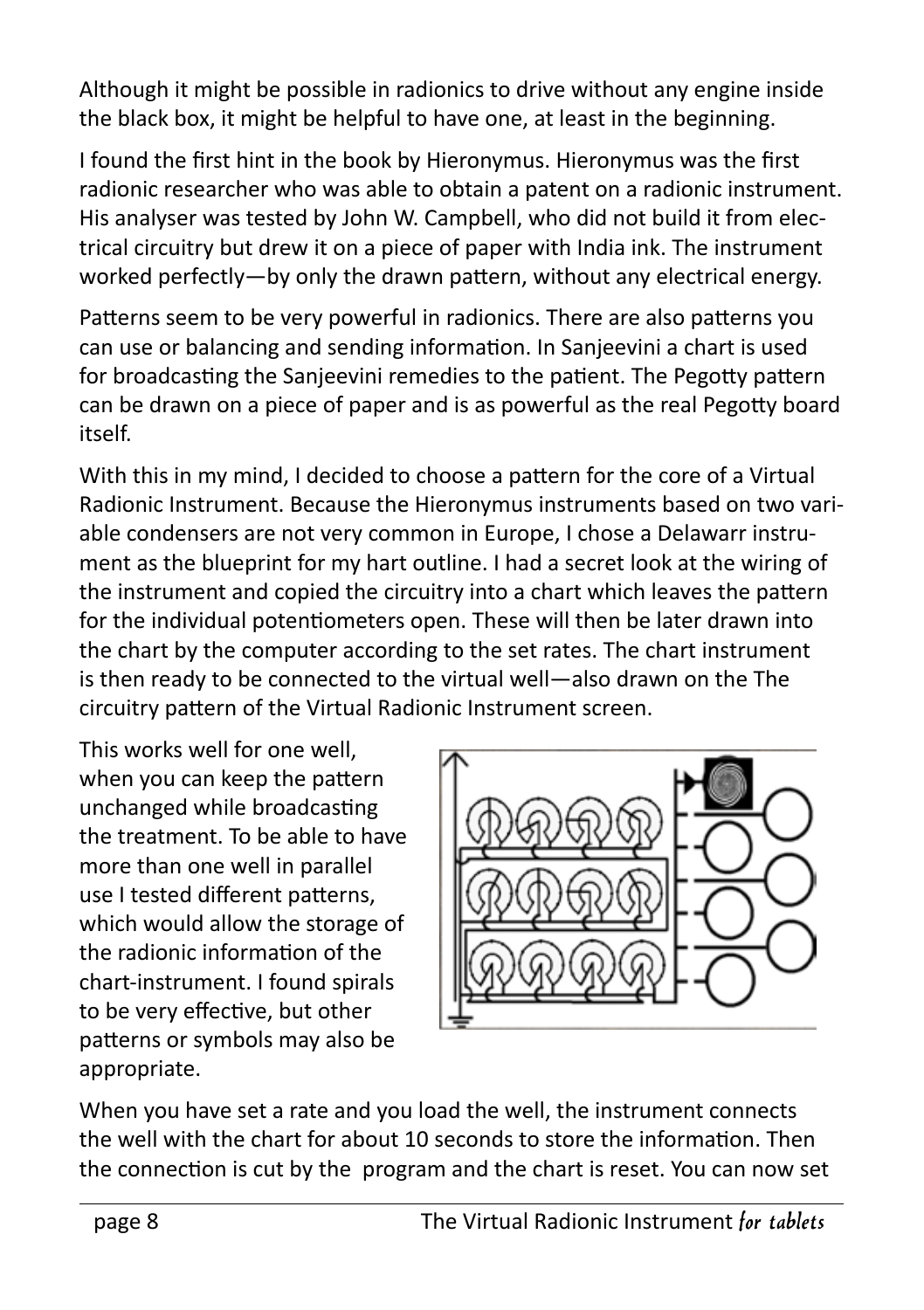Although it might be possible in radionics to drive without any engine inside the black box, it might be helpful to have one, at least in the beginning.

I found the first hint in the book by Hieronymus. Hieronymus was the first radionic researcher who was able to obtain a patent on a radionic instrument. His analyser was tested by John W. Campbell, who did not build it from electrical circuitry but drew it on a piece of paper with India ink. The instrument worked perfectly—by only the drawn pattern, without any electrical energy.

Patterns seem to be very powerful in radionics. There are also patterns you can use or balancing and sending information. In Sanjeevini a chart is used for broadcasting the Sanjeevini remedies to the patient. The Pegotty pattern can be drawn on a piece of paper and is as powerful as the real Pegotty board itself.

With this in my mind, I decided to choose a pattern for the core of a Virtual Radionic Instrument. Because the Hieronymus instruments based on two variable condensers are not very common in Europe, I chose a Delawarr instrument as the blueprint for my hart outline. I had a secret look at the wiring of the instrument and copied the circuitry into a chart which leaves the pattern for the individual potentiometers open. These will then be later drawn into the chart by the computer according to the set rates. The chart instrument is then ready to be connected to the virtual well—also drawn on the The circuitry pattern of the Virtual Radionic Instrument screen.

This works well for one well, when you can keep the pattern unchanged while broadcasting the treatment. To be able to have more than one well in parallel use I tested different patterns, which would allow the storage of the radionic information of the chart-instrument. I found spirals to be very effective, but other patterns or symbols may also be appropriate.

When you have set a rate and you load the well, the instrument connects the well with the chart for about 10 seconds to store the information. Then the connection is cut by the program and the chart is reset. You can now set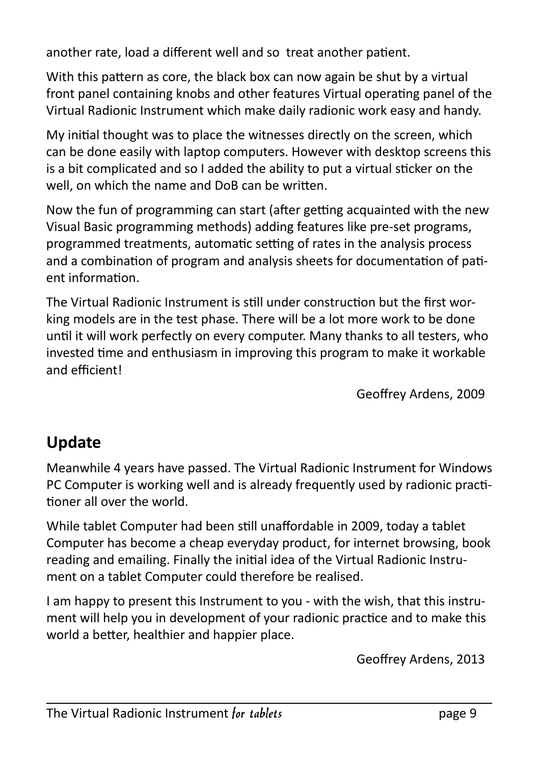another rate, load a different well and so  treat another patient.

With this pattern as core, the black box can now again be shut by a virtual front panel containing knobs and other features Virtual operating panel of the Virtual Radionic Instrument which make daily radionic work easy and handy.

My initial thought was to place the witnesses directly on the screen, which can be done easily with laptop computers. However with desktop screens this is a bit complicated and so I added the ability to put a virtual sticker on the well, on which the name and DoB can be written.

Now the fun of programming can start (after getting acquainted with the new Visual Basic programming methods) adding features like pre-set programs, programmed treatments, automatic setting of rates in the analysis process and a combination of program and analysis sheets for documentation of patient information.

The Virtual Radionic Instrument is still under construction but the first working models are in the test phase. There will be a lot more work to be done until it will work perfectly on every computer. Many thanks to all testers, who invested time and enthusiasm in improving this program to make it workable and efficient!

Geoffrey Ardens, 2009

## Update

Meanwhile 4 years have passed. The Virtual Radionic Instrument for Windows PC Computer is working well and is already frequently used by radionic practitioner all over the world.

While tablet Computer had been still unaffordable in 2009, today a tablet Computer has become a cheap everyday product, for internet browsing, book reading and emailing. Finally the initial idea of the Virtual Radionic Instrument on a tablet Computer could therefore be realised.

I am happy to present this Instrument to you - with the wish, that this instrument will help you in development of your radionic practice and to make this world a better, healthier and happier place.

Geoffrey Ardens, 2013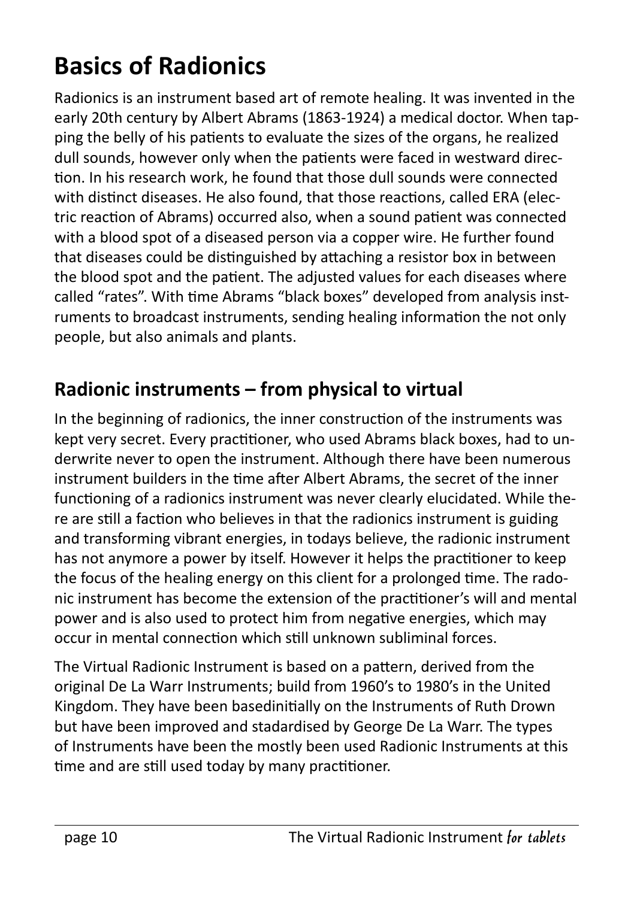# Basics of Radionics

Radionics is an instrument based art of remote healing. It was invented in the early 20th century by Albert Abrams (1863-1924) a medical doctor. When tapping the belly of his patients to evaluate the sizes of the organs, he realized dull sounds, however only when the patients were faced in westward direction. In his research work, he found that those dull sounds were connected with distinct diseases. He also found, that those reactions, called ERA (electric reaction of Abrams) occurred also, when a sound patient was connected with a blood spot of a diseased person via a copper wire. He further found that diseases could be distinguished by attaching a resistor box in between the blood spot and the patient. The adjusted values for each diseases where called “rates”. With time Abrams “black boxes” developed from analysis instruments to broadcast instruments, sending healing information the not only people, but also animals and plants.

## Radionic instruments – from physical to virtual

In the beginning of radionics, the inner construction of the instruments was kept very secret. Every practitioner, who used Abrams black boxes, had to underwrite never to open the instrument. Although there have been numerous instrument builders in the time after Albert Abrams, the secret of the inner functioning of a radionics instrument was never clearly elucidated. While there are still a faction who believes in that the radionics instrument is guiding and transforming vibrant energies, in todays believe, the radionic instrument has not anymore a power by itself. However it helps the practitioner to keep the focus of the healing energy on this client for a prolonged time. The radonic instrument has become the extension of the practitioner’s will and mental power and is also used to protect him from negative energies, which may occur in mental connection which still unknown subliminal forces.

The Virtual Radionic Instrument is based on a pattern, derived from the original De La Warr Instruments; build from 1960’s to 1980’s in the United Kingdom. They have been basedinitially on the Instruments of Ruth Drown but have been improved and stadardised by George De La Warr. The types of Instruments have been the mostly been used Radionic Instruments at this time and are still used today by many practitioner.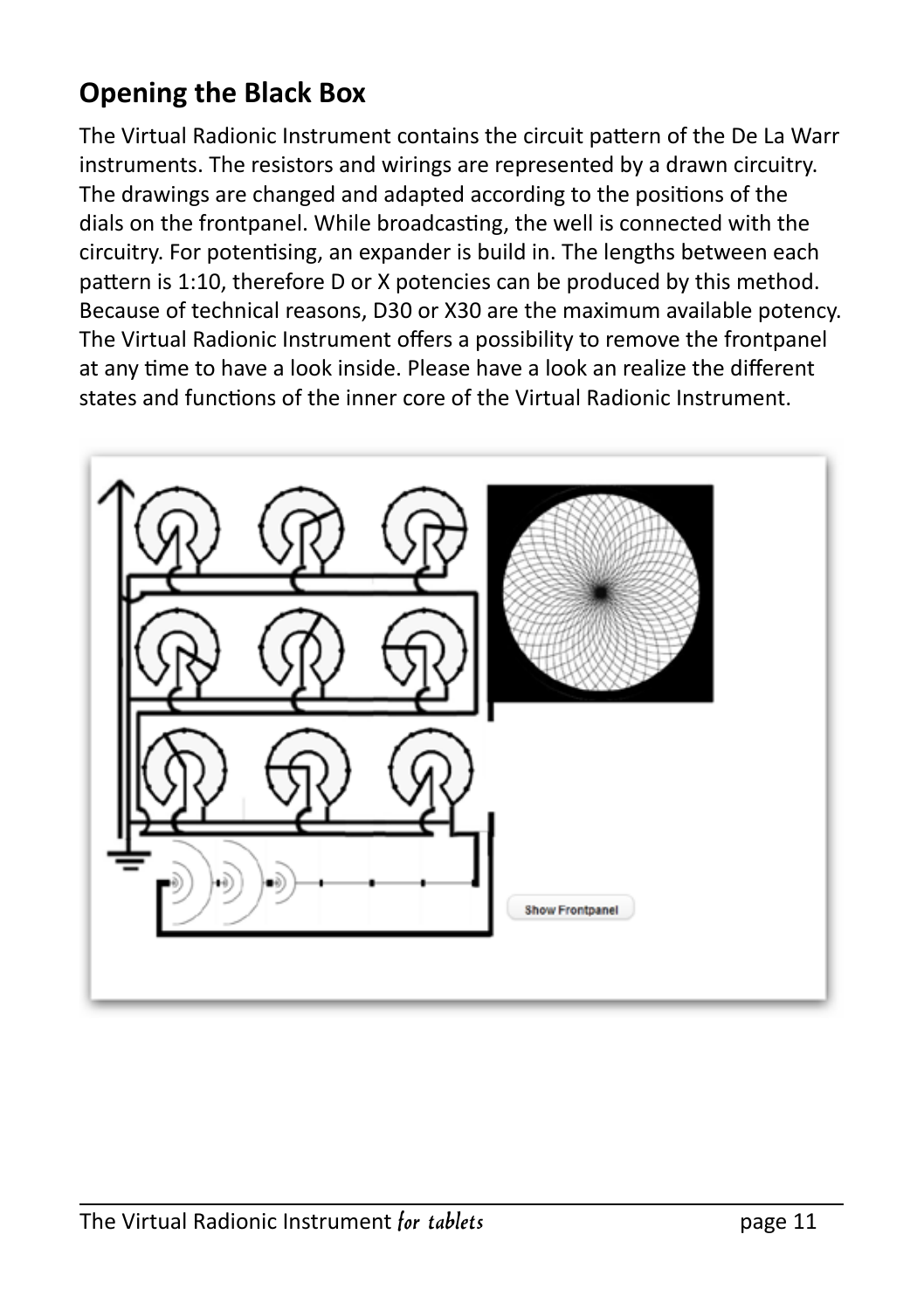## Opening the Black Box

The Virtual Radionic Instrument contains the circuit pattern of the De La Warr instruments. The resistors and wirings are represented by a drawn circuitry. The drawings are changed and adapted according to the positions of the dials on the frontpanel. While broadcasting, the well is connected with the circuitry. For potentising, an expander is build in. The lengths between each pattern is 1:10, therefore D or X potencies can be produced by this method. Because of technical reasons, D30 or X30 are the maximum available potency. The Virtual Radionic Instrument offers a possibility to remove the frontpanel at any time to have a look inside. Please have a look an realize the different states and functions of the inner core of the Virtual Radionic Instrument.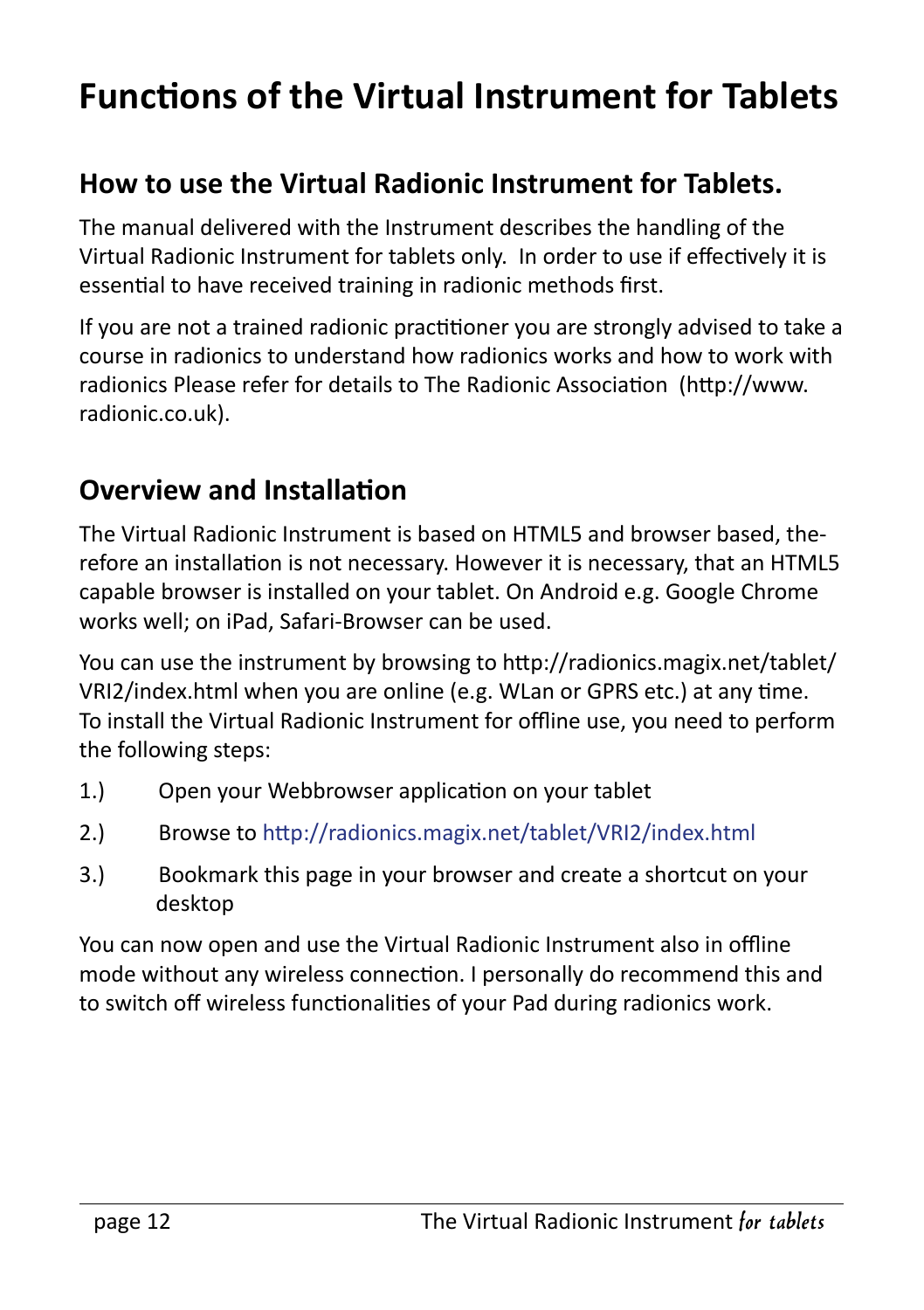# Functions of the Virtual Instrument for Tablets

## How to use the Virtual Radionic Instrument for Tablets.

The manual delivered with the Instrument describes the handling of the Virtual Radionic Instrument for tablets only. In order to use if effectively it is essential to have received training in radionic methods first.

If you are not a trained radionic practitioner you are strongly advised to take a course in radionics to understand how radionics works and how to work with radionics Please refer for details to The Radionic Association (http://www.radionic.co.uk).

## Overview and Installation

The Virtual Radionic Instrument is based on HTML5 and browser based, therefore an installation is not necessary. However it is necessary, that an HTML5 capable browser is installed on your tablet. On Android e.g. Google Chrome works well; on iPad, Safari-Browser can be used.

You can use the instrument by browsing to http://radionics.magix.net/tablet/VRI2/index.html when you are online (e.g. WLan or GPRS etc.) at any time. To install the Virtual Radionic Instrument for offline use, you need to perform the following steps:

1.) Open your Webbrowser application on your tablet

2.) Browse to http://radionics.magix.net/tablet/VRI2/index.html

3.) Bookmark this page in your browser and create a shortcut on your desktop

You can now open and use the Virtual Radionic Instrument also in offline mode without any wireless connection. I personally do recommend this and to switch off wireless functionalities of your Pad during radionics work.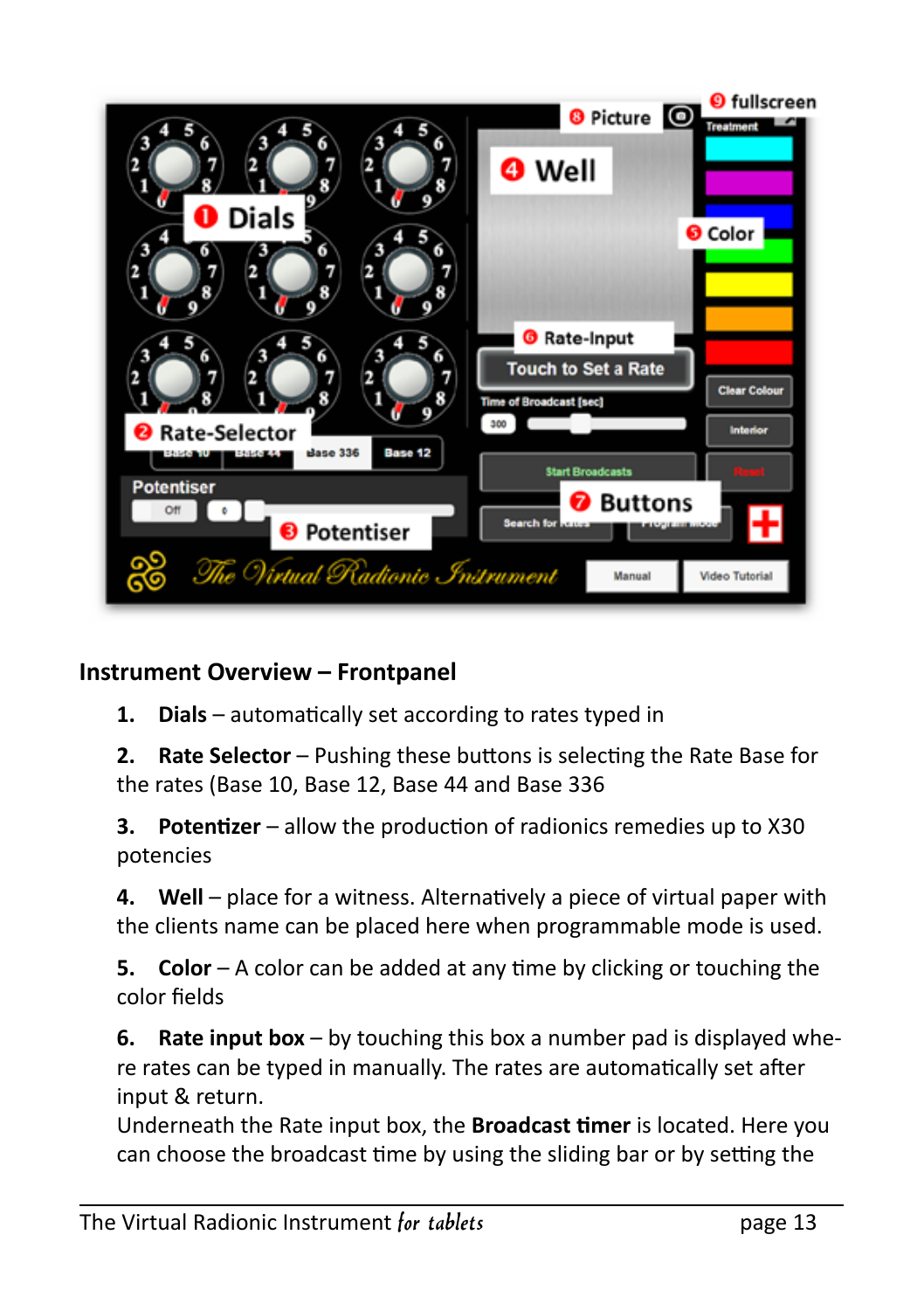## Instrument Overview – Frontpanel

1. **Dials** – automatically set according to rates typed in

2. **Rate Selector** – Pushing these buttons is selecting the Rate Base for the rates (Base 10, Base 12, Base 44 and Base 336

3. **Potentizer** – allow the production of radionics remedies up to X30 potencies

4. **Well** – place for a witness. Alternatively a piece of virtual paper with the clients name can be placed here when programmable mode is used.

5. **Color** – A color can be added at any time by clicking or touching the color fields

6. **Rate input box** – by touching this box a number pad is displayed whe-re rates can be typed in manually. The rates are automatically set after input & return.
Underneath the Rate input box, the **Broadcast timer** is located. Here you can choose the broadcast time by using the sliding bar or by setting the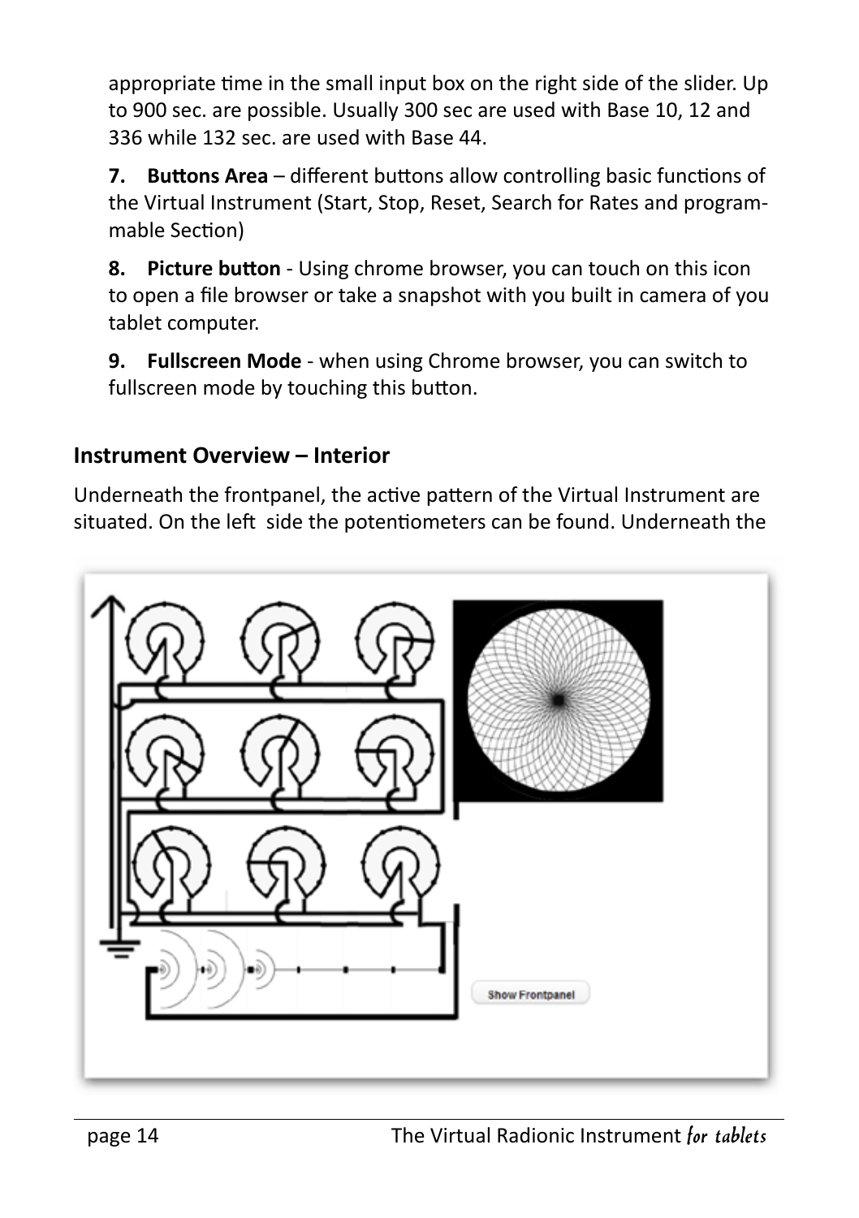appropriate time in the small input box on the right side of the slider. Up to 900 sec. are possible. Usually 300 sec are used with Base 10, 12 and 336 while 132 sec. are used with Base 44.

**7. Buttons Area** – different buttons allow controlling basic functions of the Virtual Instrument (Start, Stop, Reset, Search for Rates and programmable Section)

**8. Picture button** - Using chrome browser, you can touch on this icon to open a file browser or take a snapshot with you built in camera of you tablet computer.

**9. Fullscreen Mode** - when using Chrome browser, you can switch to fullscreen mode by touching this button.

## Instrument Overview – Interior

Underneath the frontpanel, the active pattern of the Virtual Instrument are situated. On the left side the potentiometers can be found. Underneath the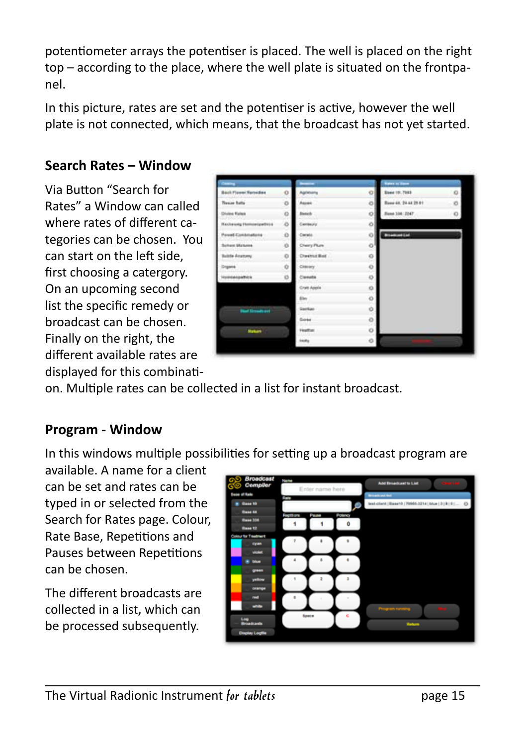potentiometer arrays the potentiser is placed. The well is placed on the right top – according to the place, where the well plate is situated on the frontpanel.

In this picture, rates are set and the potentiser is active, however the well plate is not connected, which means, that the broadcast has not yet started.

## Search Rates – Window

Via Button "Search for Rates" a Window can called where rates of different categories can be chosen. You can start on the left side, first choosing a catergory. On an upcoming second list the specific remedy or broadcast can be chosen. Finally on the right, the different available rates are displayed for this combination. Multiple rates can be collected in a list for instant broadcast.

## Program - Window

In this windows multiple possibilities for setting up a broadcast program are available. A name for a client can be set and rates can be typed in or selected from the Search for Rates page. Colour, Rate Base, Repetitions and Pauses between Repetitions can be chosen.

The different broadcasts are collected in a list, which can be processed subsequently.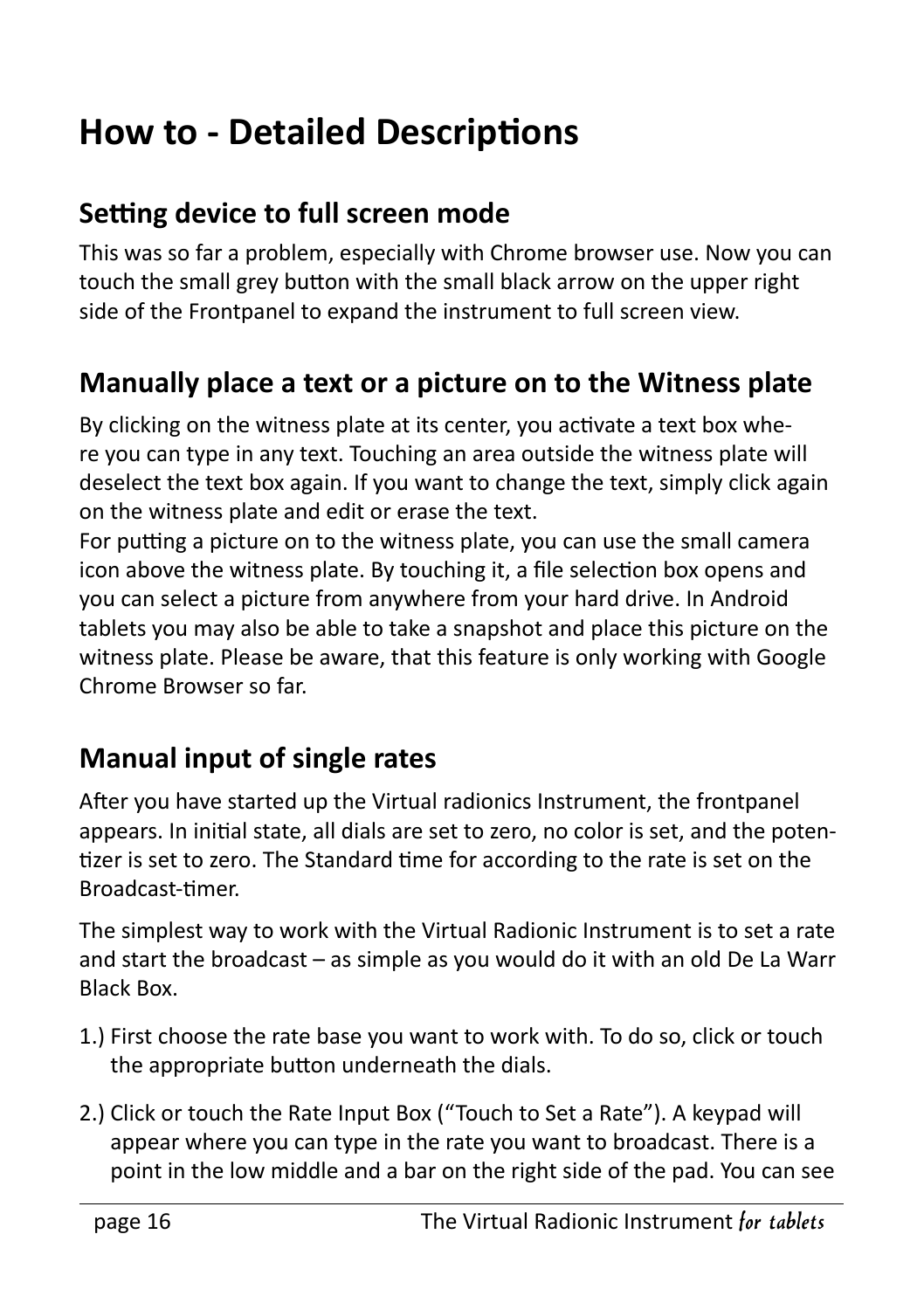# How to - Detailed Descriptions

## Setting device to full screen mode

This was so far a problem, especially with Chrome browser use. Now you can touch the small grey button with the small black arrow on the upper right side of the Frontpanel to expand the instrument to full screen view.

## Manually place a text or a picture on to the Witness plate

By clicking on the witness plate at its center, you activate a text box where you can type in any text. Touching an area outside the witness plate will deselect the text box again. If you want to change the text, simply click again on the witness plate and edit or erase the text.

For putting a picture on to the witness plate, you can use the small camera icon above the witness plate. By touching it, a file selection box opens and you can select a picture from anywhere from your hard drive. In Android tablets you may also be able to take a snapshot and place this picture on the witness plate. Please be aware, that this feature is only working with Google Chrome Browser so far.

## Manual input of single rates

After you have started up the Virtual radionics Instrument, the frontpanel appears. In initial state, all dials are set to zero, no color is set, and the potentizer is set to zero. The Standard time for according to the rate is set on the Broadcast-timer.

The simplest way to work with the Virtual Radionic Instrument is to set a rate and start the broadcast – as simple as you would do it with an old De La Warr Black Box.

1.) First choose the rate base you want to work with. To do so, click or touch the appropriate button underneath the dials.

2.) Click or touch the Rate Input Box ("Touch to Set a Rate"). A keypad will appear where you can type in the rate you want to broadcast. There is a point in the low middle and a bar on the right side of the pad. You can see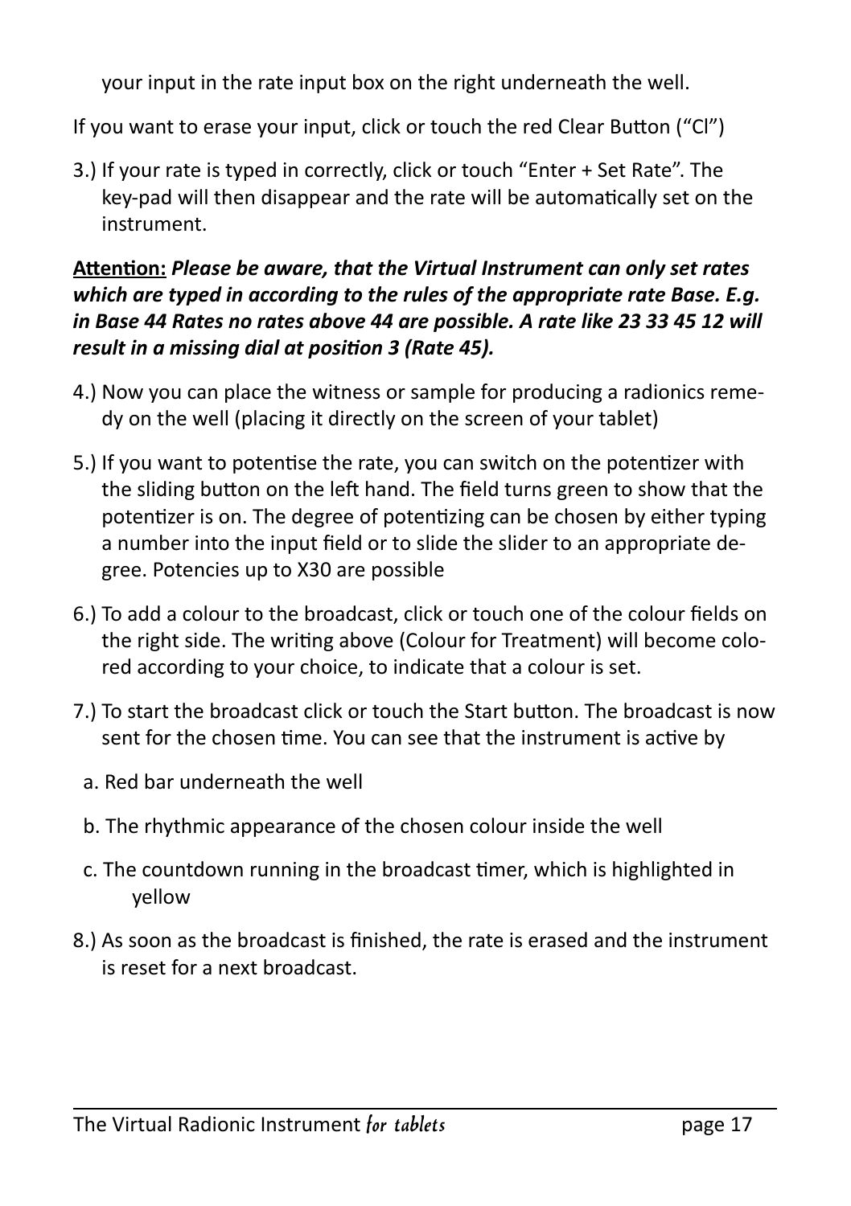your input in the rate input box on the right underneath the well.

If you want to erase your input, click or touch the red Clear Button ("Cl")

3.) If your rate is typed in correctly, click or touch "Enter + Set Rate". The key-pad will then disappear and the rate will be automatically set on the instrument.

**Attention:** ***Please be aware, that the Virtual Instrument can only set rates which are typed in according to the rules of the appropriate rate Base. E.g. in Base 44 Rates no rates above 44 are possible. A rate like 23 33 45 12 will result in a missing dial at position 3 (Rate 45).***

4.) Now you can place the witness or sample for producing a radionics remedy on the well (placing it directly on the screen of your tablet)

5.) If you want to potentise the rate, you can switch on the potentizer with the sliding button on the left hand. The field turns green to show that the potentizer is on. The degree of potentizing can be chosen by either typing a number into the input field or to slide the slider to an appropriate degree. Potencies up to X30 are possible

6.) To add a colour to the broadcast, click or touch one of the colour fields on the right side. The writing above (Colour for Treatment) will become colored according to your choice, to indicate that a colour is set.

7.) To start the broadcast click or touch the Start button. The broadcast is now sent for the chosen time. You can see that the instrument is active by

   a. Red bar underneath the well

   b. The rhythmic appearance of the chosen colour inside the well

   c. The countdown running in the broadcast timer, which is highlighted in yellow

8.) As soon as the broadcast is finished, the rate is erased and the instrument is reset for a next broadcast.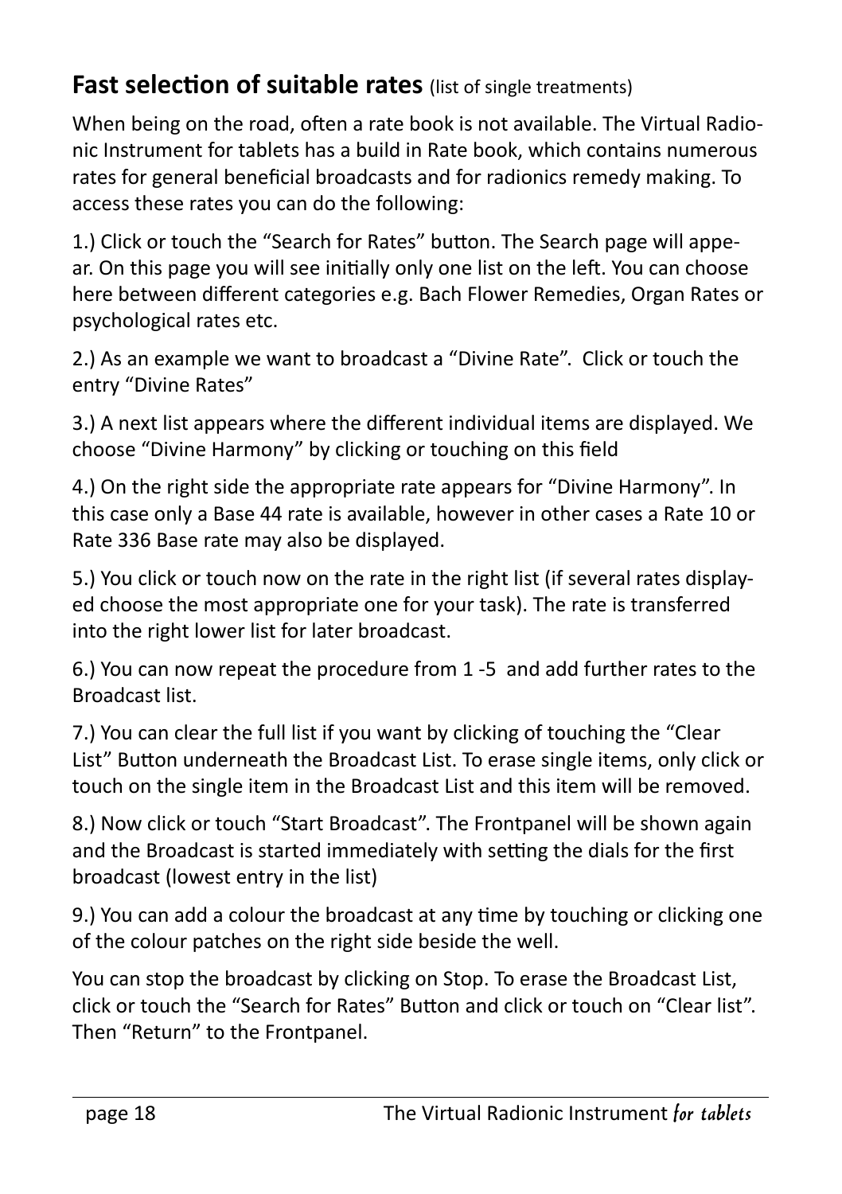## **Fast selection of suitable rates** (list of single treatments)

When being on the road, often a rate book is not available. The Virtual Radionic Instrument for tablets has a build in Rate book, which contains numerous rates for general beneficial broadcasts and for radionics remedy making. To access these rates you can do the following:

1.) Click or touch the "Search for Rates" button. The Search page will appear. On this page you will see initially only one list on the left. You can choose here between different categories e.g. Bach Flower Remedies, Organ Rates or psychological rates etc.

2.) As an example we want to broadcast a "Divine Rate". Click or touch the entry "Divine Rates"

3.) A next list appears where the different individual items are displayed. We choose "Divine Harmony" by clicking or touching on this field

4.) On the right side the appropriate rate appears for "Divine Harmony". In this case only a Base 44 rate is available, however in other cases a Rate 10 or Rate 336 Base rate may also be displayed.

5.) You click or touch now on the rate in the right list (if several rates displayed choose the most appropriate one for your task). The rate is transferred into the right lower list for later broadcast.

6.) You can now repeat the procedure from 1 -5 and add further rates to the Broadcast list.

7.) You can clear the full list if you want by clicking of touching the "Clear List" Button underneath the Broadcast List. To erase single items, only click or touch on the single item in the Broadcast List and this item will be removed.

8.) Now click or touch "Start Broadcast". The Frontpanel will be shown again and the Broadcast is started immediately with setting the dials for the first broadcast (lowest entry in the list)

9.) You can add a colour the broadcast at any time by touching or clicking one of the colour patches on the right side beside the well.

You can stop the broadcast by clicking on Stop. To erase the Broadcast List, click or touch the "Search for Rates" Button and click or touch on "Clear list". Then "Return" to the Frontpanel.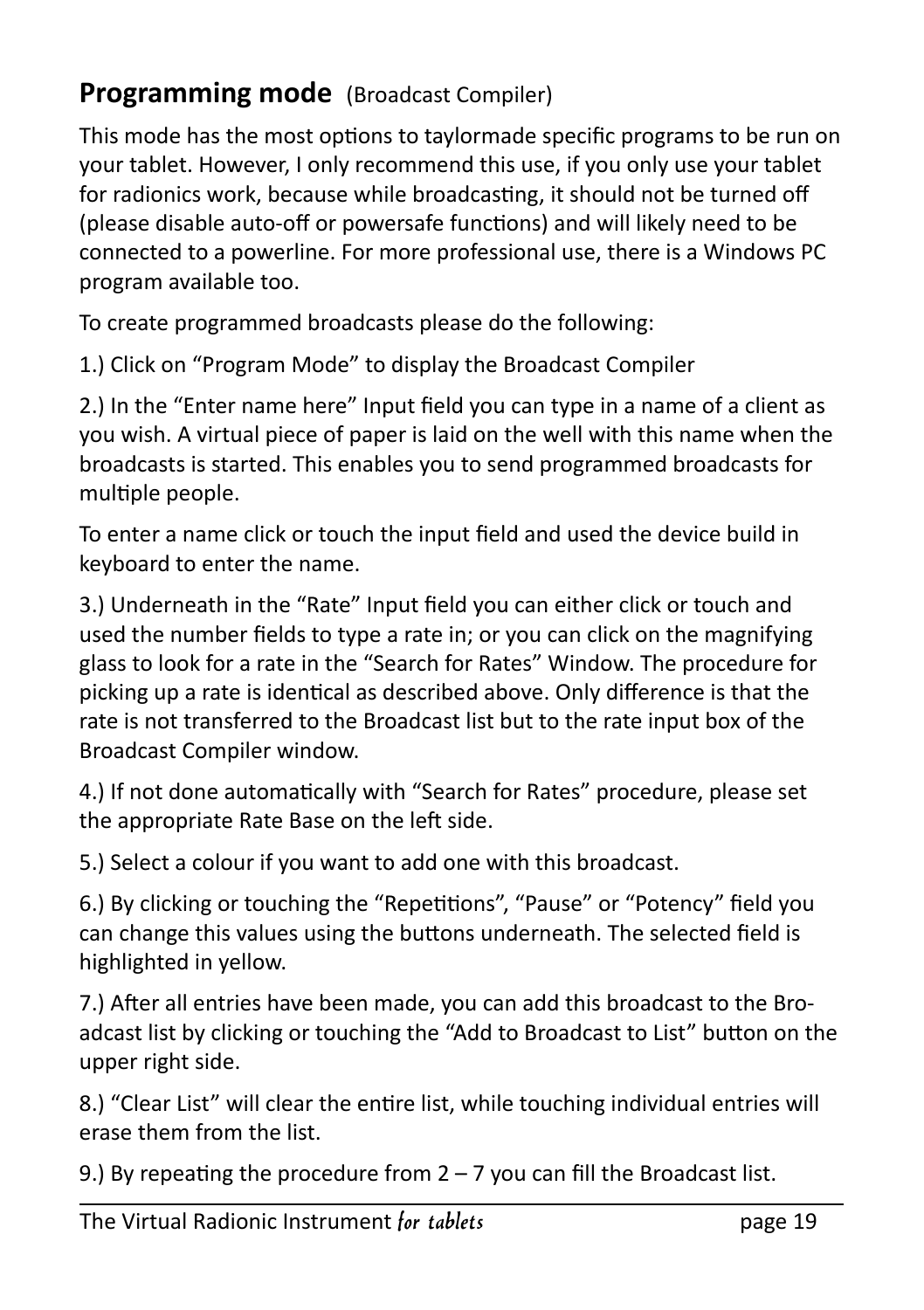## **Programming mode** (Broadcast Compiler)

This mode has the most options to taylormade specific programs to be run on your tablet. However, I only recommend this use, if you only use your tablet for radionics work, because while broadcasting, it should not be turned off (please disable auto-off or powersafe functions) and will likely need to be connected to a powerline. For more professional use, there is a Windows PC program available too.

To create programmed broadcasts please do the following:

1.) Click on “Program Mode” to display the Broadcast Compiler

2.) In the “Enter name here” Input field you can type in a name of a client as you wish. A virtual piece of paper is laid on the well with this name when the broadcasts is started. This enables you to send programmed broadcasts for multiple people.

To enter a name click or touch the input field and used the device build in keyboard to enter the name.

3.) Underneath in the “Rate” Input field you can either click or touch and used the number fields to type a rate in; or you can click on the magnifying glass to look for a rate in the “Search for Rates” Window. The procedure for picking up a rate is identical as described above. Only difference is that the rate is not transferred to the Broadcast list but to the rate input box of the Broadcast Compiler window.

4.) If not done automatically with “Search for Rates” procedure, please set the appropriate Rate Base on the left side.

5.) Select a colour if you want to add one with this broadcast.

6.) By clicking or touching the “Repetitions”, “Pause” or “Potency” field you can change this values using the buttons underneath. The selected field is highlighted in yellow.

7.) After all entries have been made, you can add this broadcast to the Broadcast list by clicking or touching the “Add to Broadcast to List” button on the upper right side.

8.) “Clear List” will clear the entire list, while touching individual entries will erase them from the list.

9.) By repeating the procedure from 2 – 7 you can fill the Broadcast list.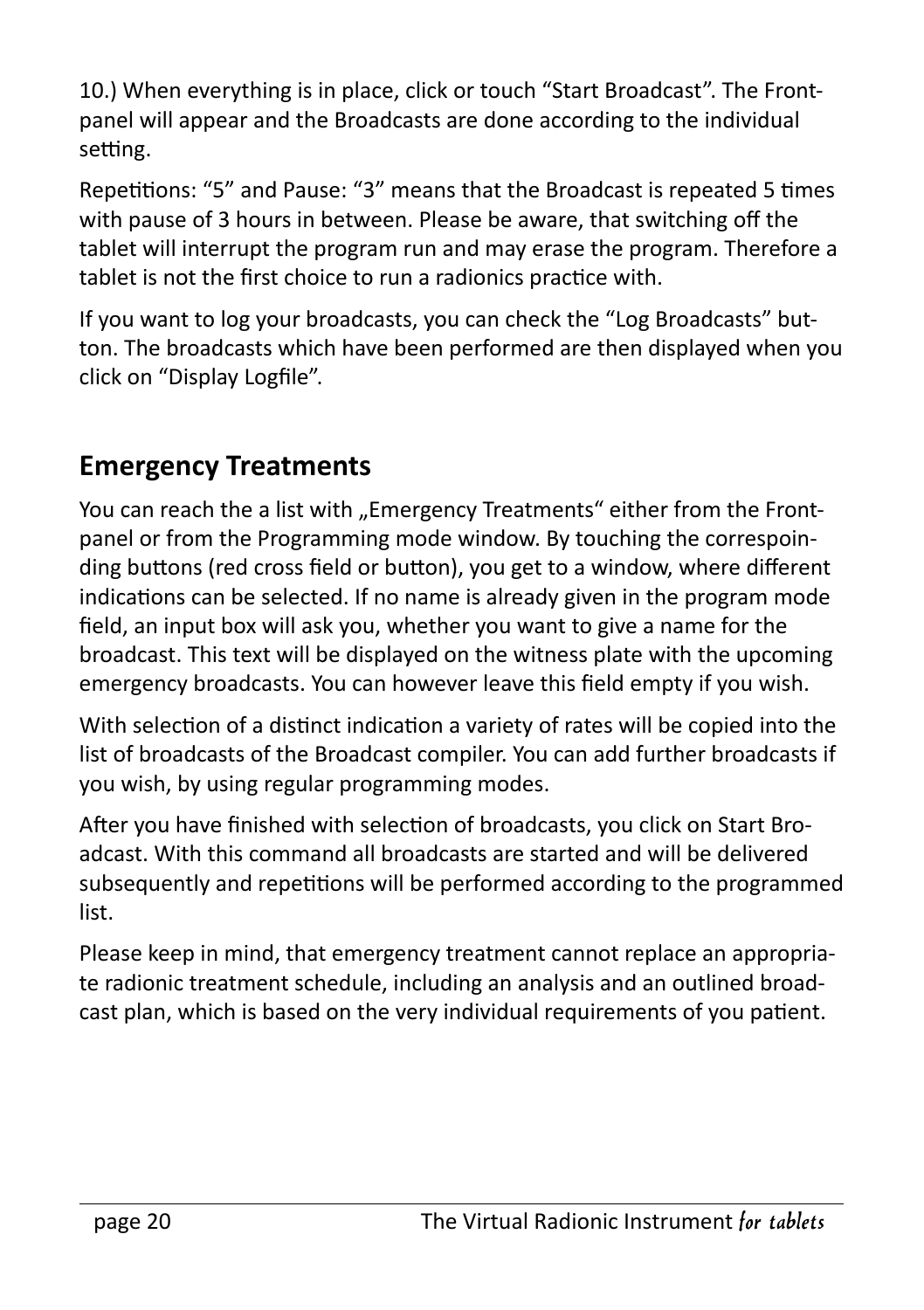10.) When everything is in place, click or touch “Start Broadcast”. The Front-panel will appear and the Broadcasts are done according to the individual setting.

Repetitions: “5” and Pause: “3” means that the Broadcast is repeated 5 times with pause of 3 hours in between. Please be aware, that switching off the tablet will interrupt the program run and may erase the program. Therefore a tablet is not the first choice to run a radionics practice with.

If you want to log your broadcasts, you can check the “Log Broadcasts” button. The broadcasts which have been performed are then displayed when you click on “Display Logfile”.

## Emergency Treatments

You can reach the a list with „Emergency Treatments“ either from the Front-panel or from the Programming mode window. By touching the correspoinding buttons (red cross field or button), you get to a window, where different indications can be selected. If no name is already given in the program mode field, an input box will ask you, whether you want to give a name for the broadcast. This text will be displayed on the witness plate with the upcoming emergency broadcasts. You can however leave this field empty if you wish.

With selection of a distinct indication a variety of rates will be copied into the list of broadcasts of the Broadcast compiler. You can add further broadcasts if you wish, by using regular programming modes.

After you have finished with selection of broadcasts, you click on Start Broadcast. With this command all broadcasts are started and will be delivered subsequently and repetitions will be performed according to the programmed list.

Please keep in mind, that emergency treatment cannot replace an appropriate radionic treatment schedule, including an analysis and an outlined broadcast plan, which is based on the very individual requirements of you patient.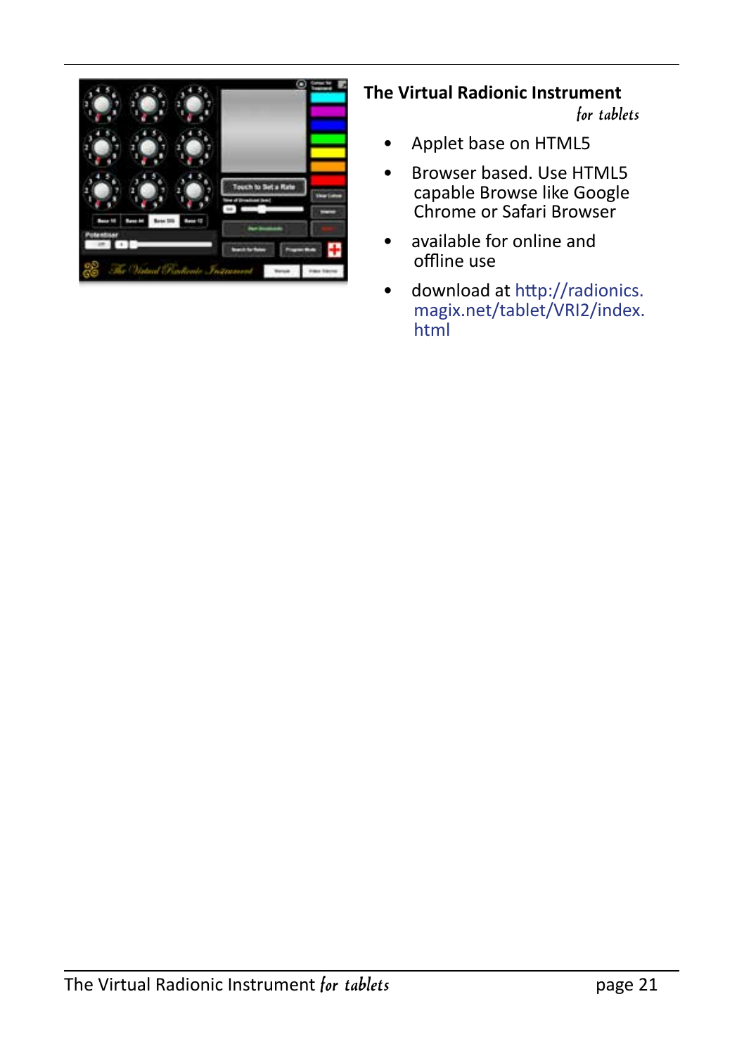**The Virtual Radionic Instrument**

*for tablets*

- Applet base on HTML5
- Browser based. Use HTML5 capable Browse like Google Chrome or Safari Browser
- available for online and offline use
- download at http://radionics.magix.net/tablet/VRI2/index.html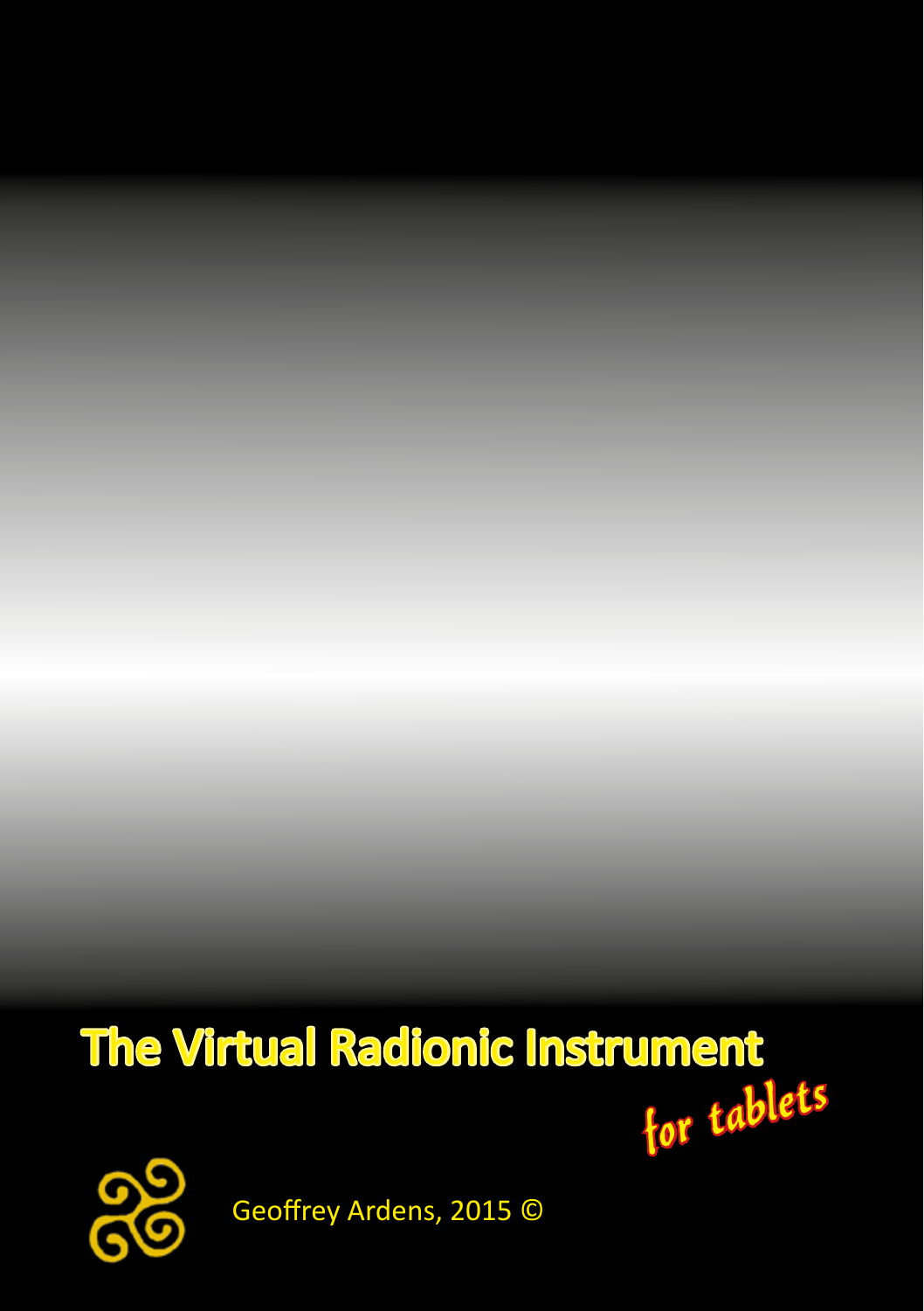# The Virtual Radionic Instrument

*for tablets*

Geoffrey Ardens, 2015 ©